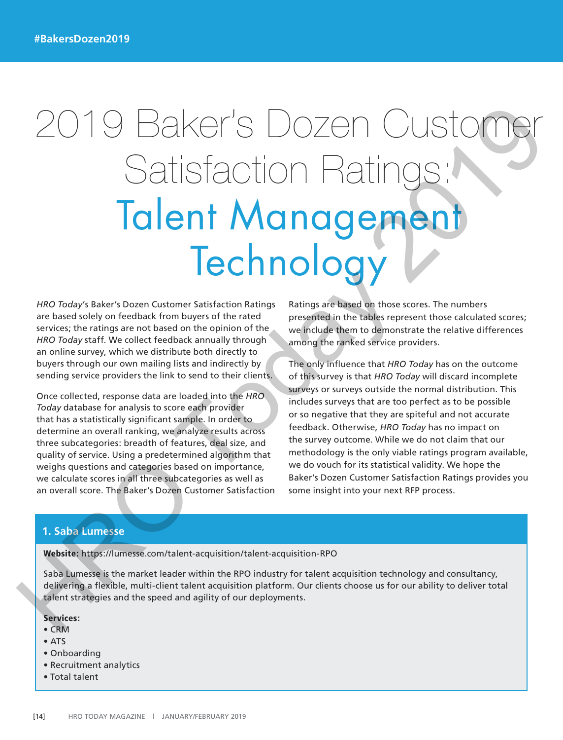# 2019 Baker's Dozen Customer Satisfaction Ratings: Talent Management Technology

*HRO Today*'s Baker's Dozen Customer Satisfaction Ratings are based solely on feedback from buyers of the rated services; the ratings are not based on the opinion of the *HRO Today* staff. We collect feedback annually through an online survey, which we distribute both directly to buyers through our own mailing lists and indirectly by sending service providers the link to send to their clients.

Once collected, response data are loaded into the *HRO Today* database for analysis to score each provider that has a statistically significant sample. In order to determine an overall ranking, we analyze results across three subcategories: breadth of features, deal size, and quality of service. Using a predetermined algorithm that weighs questions and categories based on importance, we calculate scores in all three subcategories as well as an overall score. The Baker's Dozen Customer Satisfaction Ratings are based on those scores. The numbers presented in the tables represent those calculated scores; we include them to demonstrate the relative differences among the ranked service providers.

The only influence that *HRO Today* has on the outcome of this survey is that *HRO Today* will discard incomplete surveys or surveys outside the normal distribution. This includes surveys that are too perfect as to be possible or so negative that they are spiteful and not accurate feedback. Otherwise, *HRO Today* has no impact on the survey outcome. While we do not claim that our methodology is the only viable ratings program available, we do vouch for its statistical validity. We hope the Baker's Dozen Customer Satisfaction Ratings provides you some insight into your next RFP process.

## 1. Saba Lumesse

**Website:** https://lumesse.com/talent-acquisition/talent-acquisition-RPO

Saba Lumesse is the market leader within the RPO industry for talent acquisition technology and consultancy, delivering a flexible, multi-client talent acquisition platform. Our clients choose us for our ability to deliver total talent strategies and the speed and agility of our deployments.

**Services:**

- CRM
- ATS
- Onboarding
- Recruitment analytics
- Total talent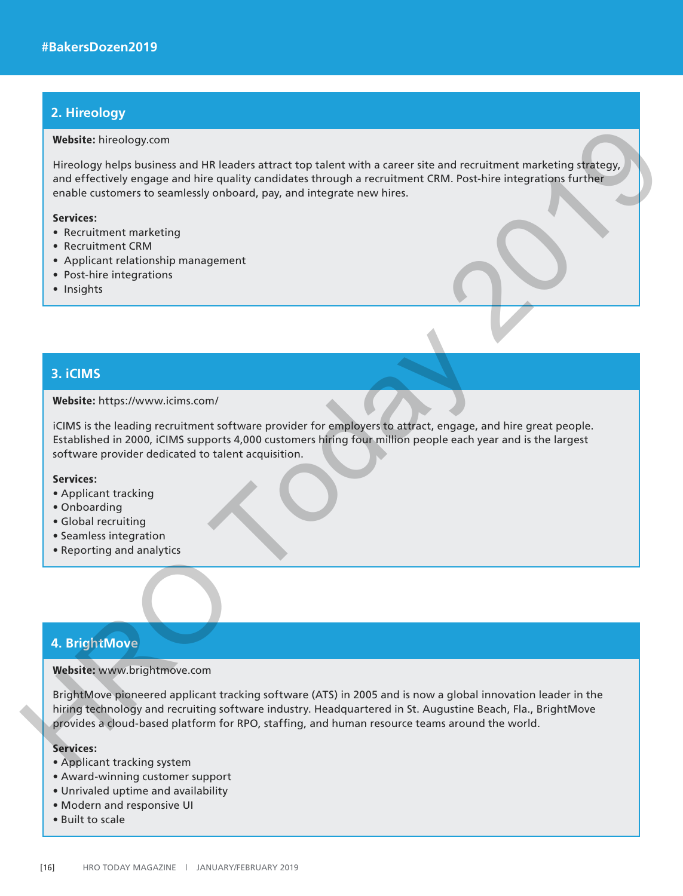## 2. Hireology

**Website:** hireology.com

Hireology helps business and HR leaders attract top talent with a career site and recruitment marketing strategy, and effectively engage and hire quality candidates through a recruitment CRM. Post-hire integrations further enable customers to seamlessly onboard, pay, and integrate new hires.

**Services:**

- Recruitment marketing
- Recruitment CRM
- Applicant relationship management
- Post-hire integrations
- Insights

## 3. iCIMS

**Website:** https://www.icims.com/

iCIMS is the leading recruitment software provider for employers to attract, engage, and hire great people. Established in 2000, iCIMS supports 4,000 customers hiring four million people each year and is the largest software provider dedicated to talent acquisition.

**Services:**

- Applicant tracking
- Onboarding
- Global recruiting
- Seamless integration
- Reporting and analytics

## 4. BrightMove

**Website:** www.brightmove.com

BrightMove pioneered applicant tracking software (ATS) in 2005 and is now a global innovation leader in the hiring technology and recruiting software industry. Headquartered in St. Augustine Beach, Fla., BrightMove provides a cloud-based platform for RPO, staffing, and human resource teams around the world.

**Services:**

- Applicant tracking system
- Award-winning customer support
- Unrivaled uptime and availability
- Modern and responsive UI
- Built to scale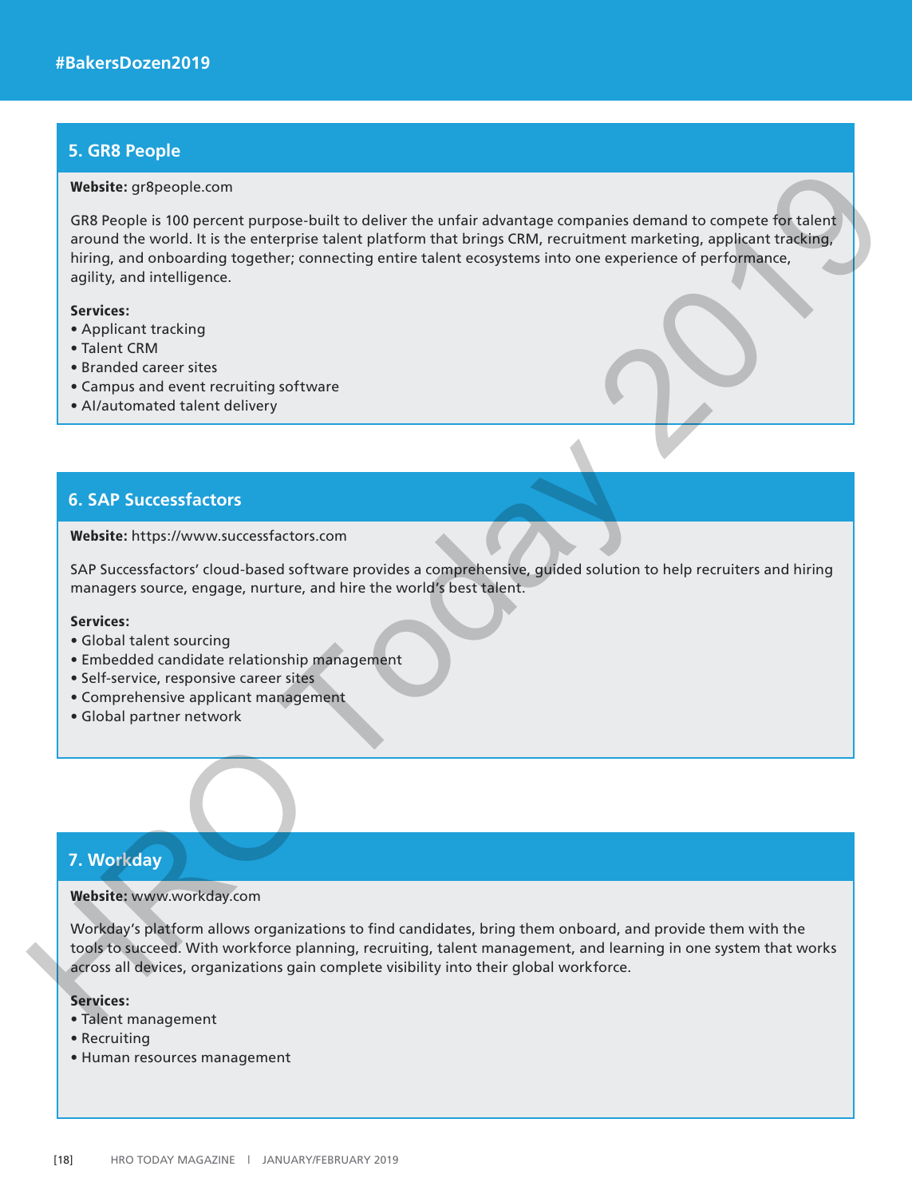## 5. GR8 People

**Website:** gr8people.com

GR8 People is 100 percent purpose-built to deliver the unfair advantage companies demand to compete for talent around the world. It is the enterprise talent platform that brings CRM, recruitment marketing, applicant tracking, hiring, and onboarding together; connecting entire talent ecosystems into one experience of performance, agility, and intelligence.

**Services:**
- Applicant tracking
- Talent CRM
- Branded career sites
- Campus and event recruiting software
- AI/automated talent delivery

## 6. SAP Successfactors

**Website:** https://www.successfactors.com

SAP Successfactors' cloud-based software provides a comprehensive, guided solution to help recruiters and hiring managers source, engage, nurture, and hire the world's best talent.

**Services:**
- Global talent sourcing
- Embedded candidate relationship management
- Self-service, responsive career sites
- Comprehensive applicant management
- Global partner network

## 7. Workday

**Website:** www.workday.com

Workday's platform allows organizations to find candidates, bring them onboard, and provide them with the tools to succeed. With workforce planning, recruiting, talent management, and learning in one system that works across all devices, organizations gain complete visibility into their global workforce.

**Services:**
- Talent management
- Recruiting
- Human resources management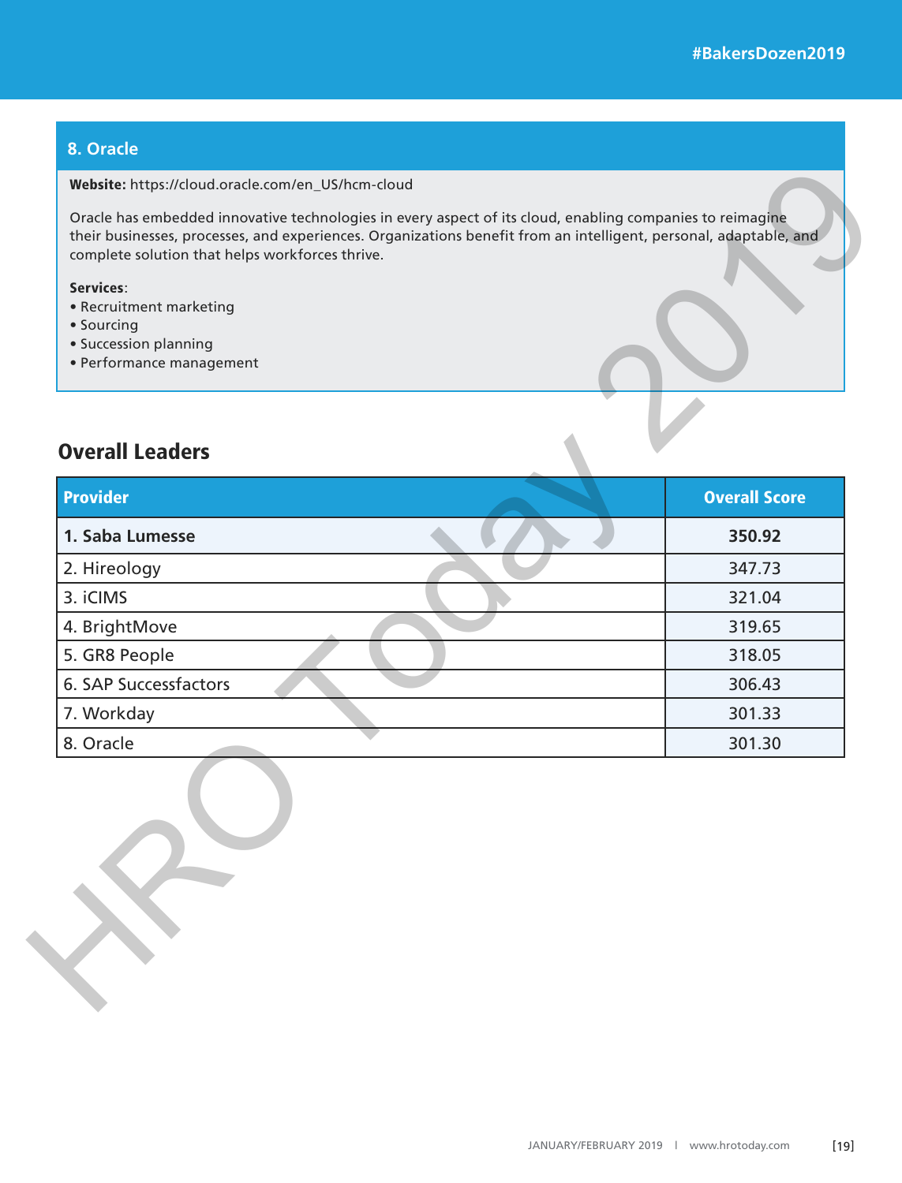## 8. Oracle

**Website:** https://cloud.oracle.com/en_US/hcm-cloud

Oracle has embedded innovative technologies in every aspect of its cloud, enabling companies to reimagine their businesses, processes, and experiences. Organizations benefit from an intelligent, personal, adaptable, and complete solution that helps workforces thrive.

**Services**:

- Recruitment marketing
- Sourcing
- Succession planning
- Performance management

## Overall Leaders

| Provider | Overall Score |
|---|---|
| **1. Saba Lumesse** | **350.92** |
| 2. Hireology | 347.73 |
| 3. iCIMS | 321.04 |
| 4. BrightMove | 319.65 |
| 5. GR8 People | 318.05 |
| 6. SAP Successfactors | 306.43 |
| 7. Workday | 301.33 |
| 8. Oracle | 301.30 |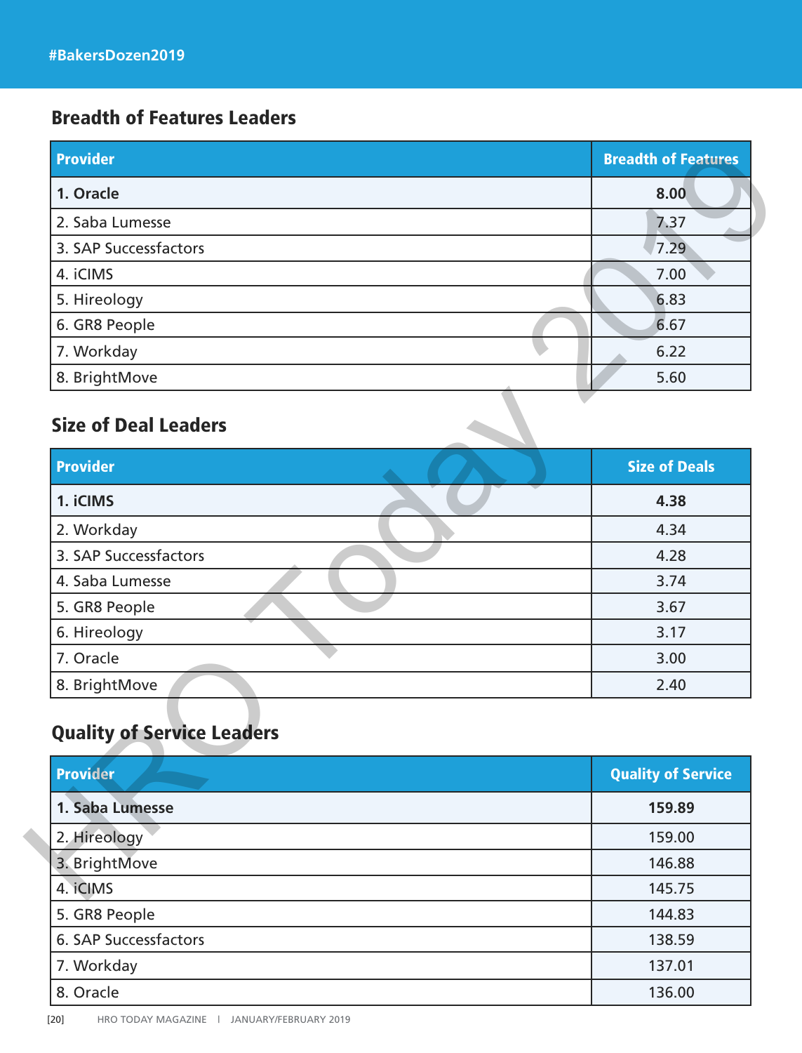## Breadth of Features Leaders

| Provider | Breadth of Features |
|---|---|
| **1. Oracle** | **8.00** |
| 2. Saba Lumesse | 7.37 |
| 3. SAP Successfactors | 7.29 |
| 4. iCIMS | 7.00 |
| 5. Hireology | 6.83 |
| 6. GR8 People | 6.67 |
| 7. Workday | 6.22 |
| 8. BrightMove | 5.60 |

## Size of Deal Leaders

| Provider | Size of Deals |
|---|---|
| **1. iCIMS** | **4.38** |
| 2. Workday | 4.34 |
| 3. SAP Successfactors | 4.28 |
| 4. Saba Lumesse | 3.74 |
| 5. GR8 People | 3.67 |
| 6. Hireology | 3.17 |
| 7. Oracle | 3.00 |
| 8. BrightMove | 2.40 |

## Quality of Service Leaders

| Provider | Quality of Service |
|---|---|
| **1. Saba Lumesse** | **159.89** |
| 2. Hireology | 159.00 |
| 3. BrightMove | 146.88 |
| 4. iCIMS | 145.75 |
| 5. GR8 People | 144.83 |
| 6. SAP Successfactors | 138.59 |
| 7. Workday | 137.01 |
| 8. Oracle | 136.00 |